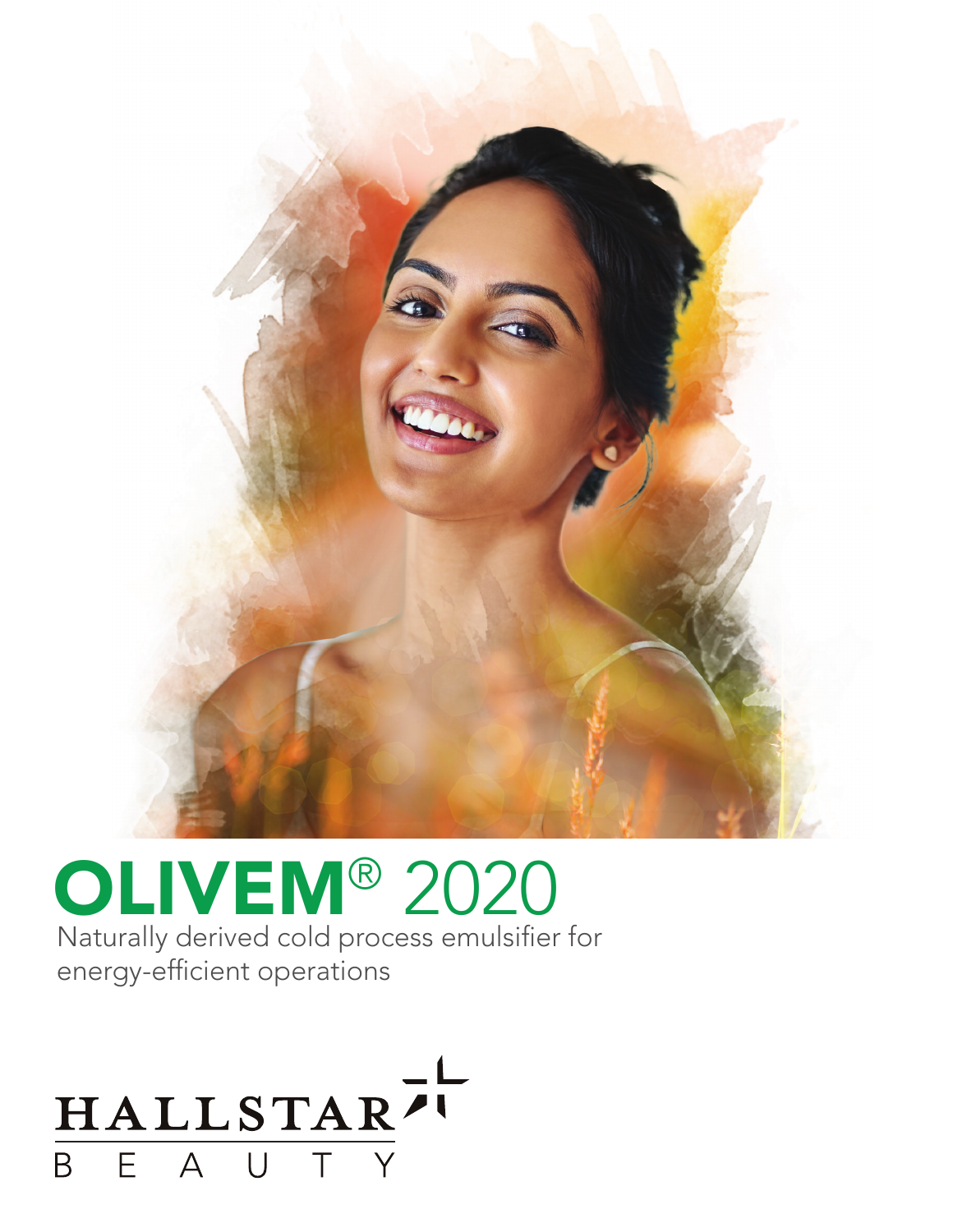# OLIVEM® 2020

Naturally derived cold process emulsifier for energy-efficient operations

HALLSTAR BEAUTY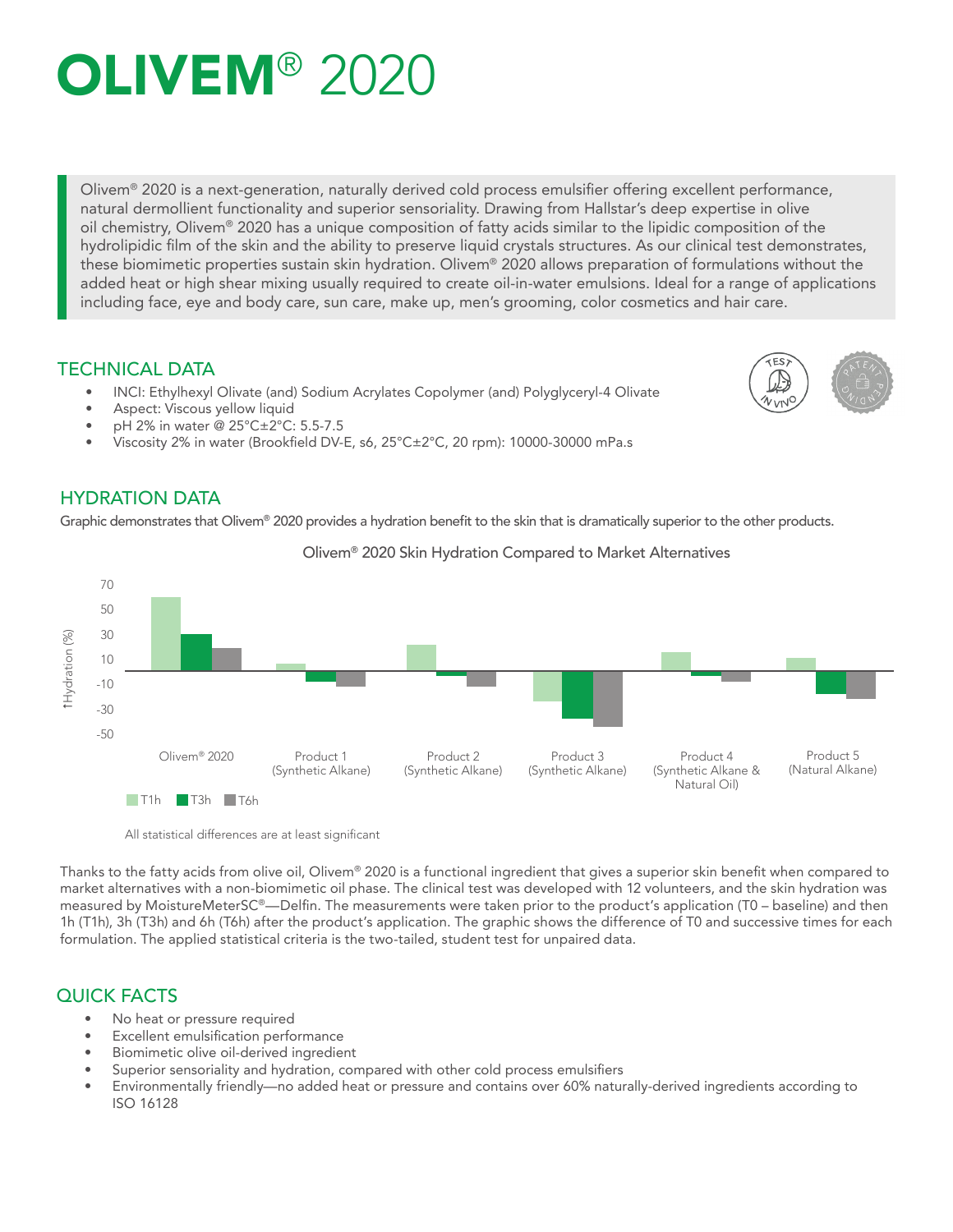# OLIVEM® 2020

Olivem® 2020 is a next-generation, naturally derived cold process emulsifier offering excellent performance, natural dermollient functionality and superior sensoriality. Drawing from Hallstar's deep expertise in olive oil chemistry, Olivem® 2020 has a unique composition of fatty acids similar to the lipidic composition of the hydrolipidic film of the skin and the ability to preserve liquid crystals structures. As our clinical test demonstrates, these biomimetic properties sustain skin hydration. Olivem® 2020 allows preparation of formulations without the added heat or high shear mixing usually required to create oil-in-water emulsions. Ideal for a range of applications including face, eye and body care, sun care, make up, men's grooming, color cosmetics and hair care.

## TECHNICAL DATA

- INCI: Ethylhexyl Olivate (and) Sodium Acrylates Copolymer (and) Polyglyceryl-4 Olivate
- Aspect: Viscous yellow liquid
- pH 2% in water @ 25°C±2°C: 5.5-7.5
- Viscosity 2% in water (Brookfield DV-E, s6, 25°C±2°C, 20 rpm): 10000-30000 mPa.s

## HYDRATION DATA

Graphic demonstrates that Olivem® 2020 provides a hydration benefit to the skin that is dramatically superior to the other products.

Olivem® 2020 Skin Hydration Compared to Market Alternatives

↑Hydration (%) — T1h, T3h, T6h for: Olivem® 2020; Product 1 (Synthetic Alkane); Product 2 (Synthetic Alkane); Product 3 (Synthetic Alkane); Product 4 (Synthetic Alkane & Natural Oil); Product 5 (Natural Alkane)

All statistical differences are at least significant

Thanks to the fatty acids from olive oil, Olivem® 2020 is a functional ingredient that gives a superior skin benefit when compared to market alternatives with a non-biomimetic oil phase. The clinical test was developed with 12 volunteers, and the skin hydration was measured by MoistureMeterSC®—Delfin. The measurements were taken prior to the product's application (T0 – baseline) and then 1h (T1h), 3h (T3h) and 6h (T6h) after the product's application. The graphic shows the difference of T0 and successive times for each formulation. The applied statistical criteria is the two-tailed, student test for unpaired data.

## QUICK FACTS

- No heat or pressure required
- Excellent emulsification performance
- Biomimetic olive oil-derived ingredient
- Superior sensoriality and hydration, compared with other cold process emulsifiers
- Environmentally friendly—no added heat or pressure and contains over 60% naturally-derived ingredients according to ISO 16128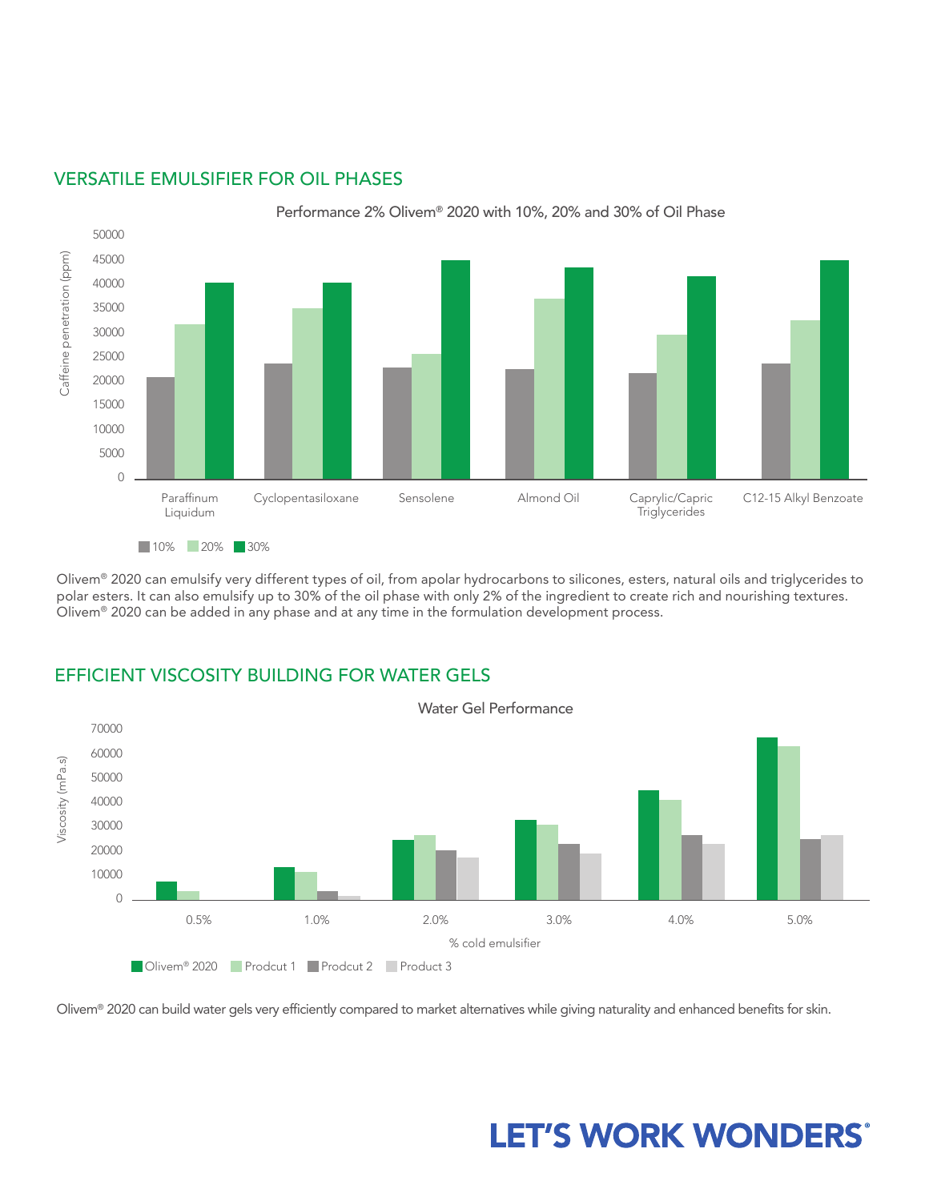## VERSATILE EMULSIFIER FOR OIL PHASES

Performance 2% Olivem® 2020 with 10%, 20% and 30% of Oil Phase

Olivem® 2020 can emulsify very different types of oil, from apolar hydrocarbons to silicones, esters, natural oils and triglycerides to polar esters. It can also emulsify up to 30% of the oil phase with only 2% of the ingredient to create rich and nourishing textures. Olivem® 2020 can be added in any phase and at any time in the formulation development process.

## EFFICIENT VISCOSITY BUILDING FOR WATER GELS

Water Gel Performance

Olivem® 2020 can build water gels very efficiently compared to market alternatives while giving naturality and enhanced benefits for skin.

**LET'S WORK WONDERS®**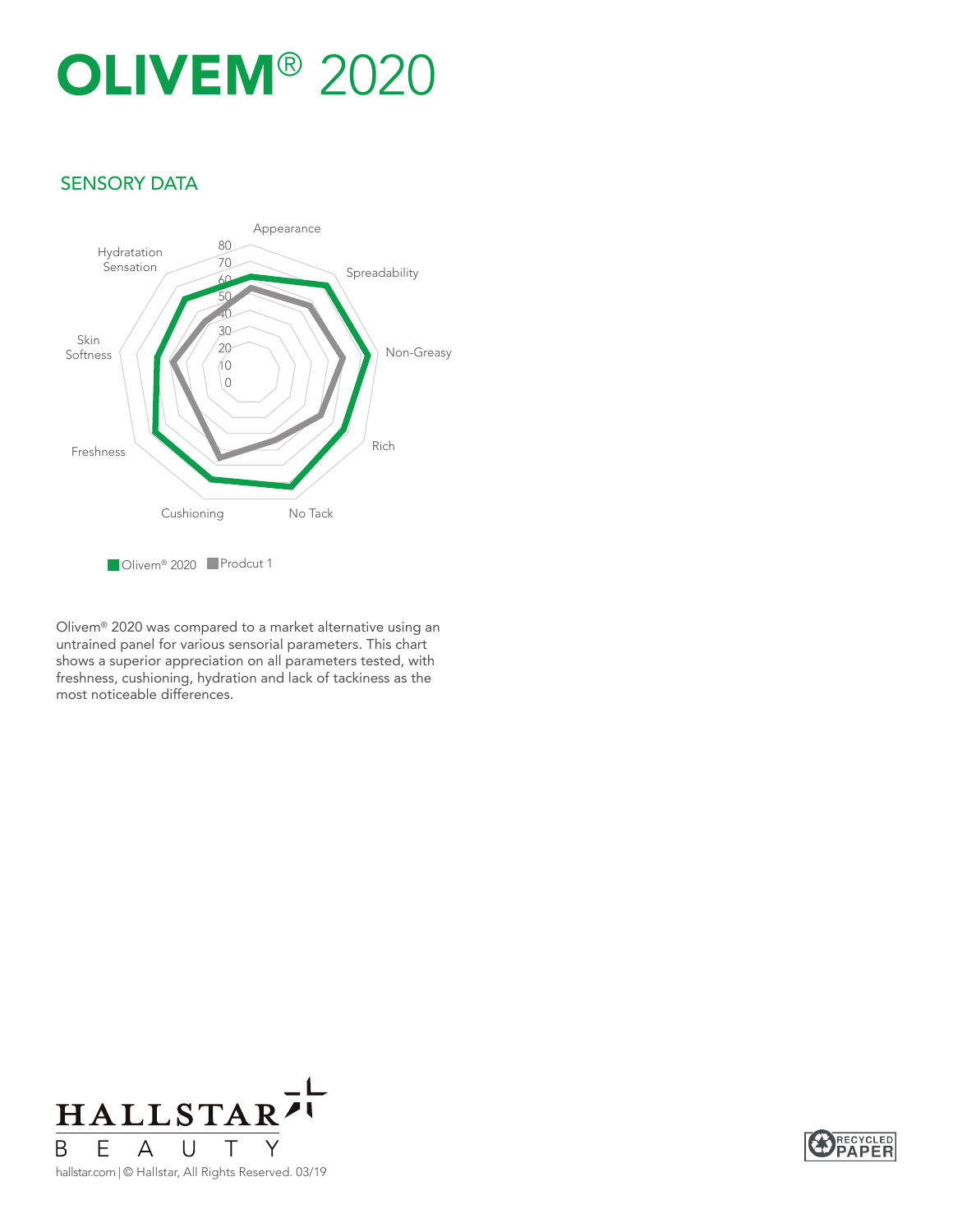# OLIVEM® 2020

## SENSORY DATA

Appearance
Spreadability
Non-Greasy
Rich
No Tack
Cushioning
Freshness
Skin Softness
Hydratation Sensation

80
70
60
50
40
30
20
10
0

Olivem® 2020 Prodcut 1

Olivem® 2020 was compared to a market alternative using an untrained panel for various sensorial parameters. This chart shows a superior appreciation on all parameters tested, with freshness, cushioning, hydration and lack of tackiness as the most noticeable differences.

HALLSTAR BEAUTY

hallstar.com | © Hallstar, All Rights Reserved. 03/19

RECYCLED PAPER